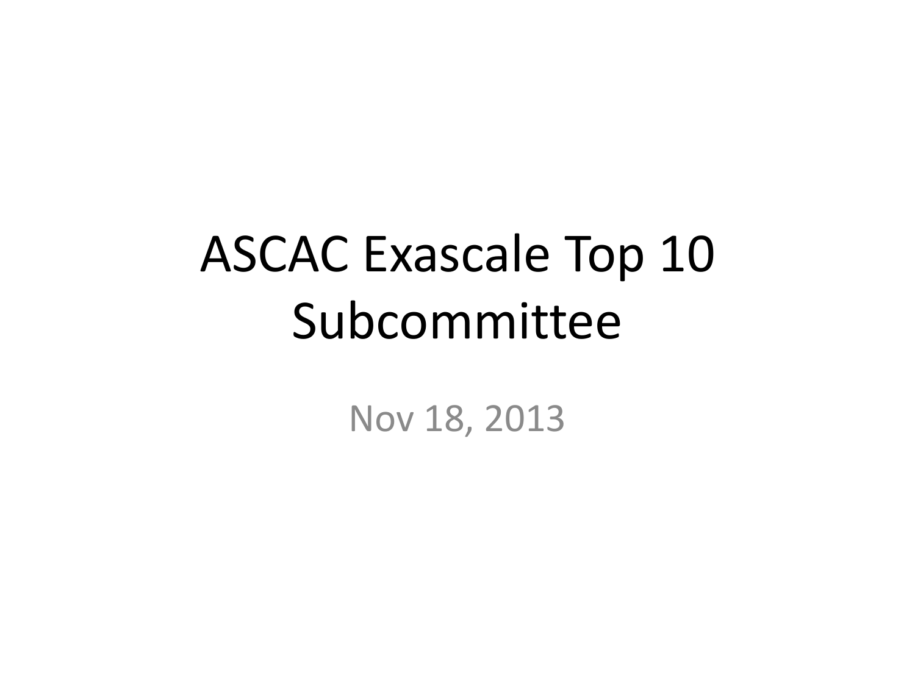# ASCAC Exascale Top 10 Subcommittee

Nov 18, 2013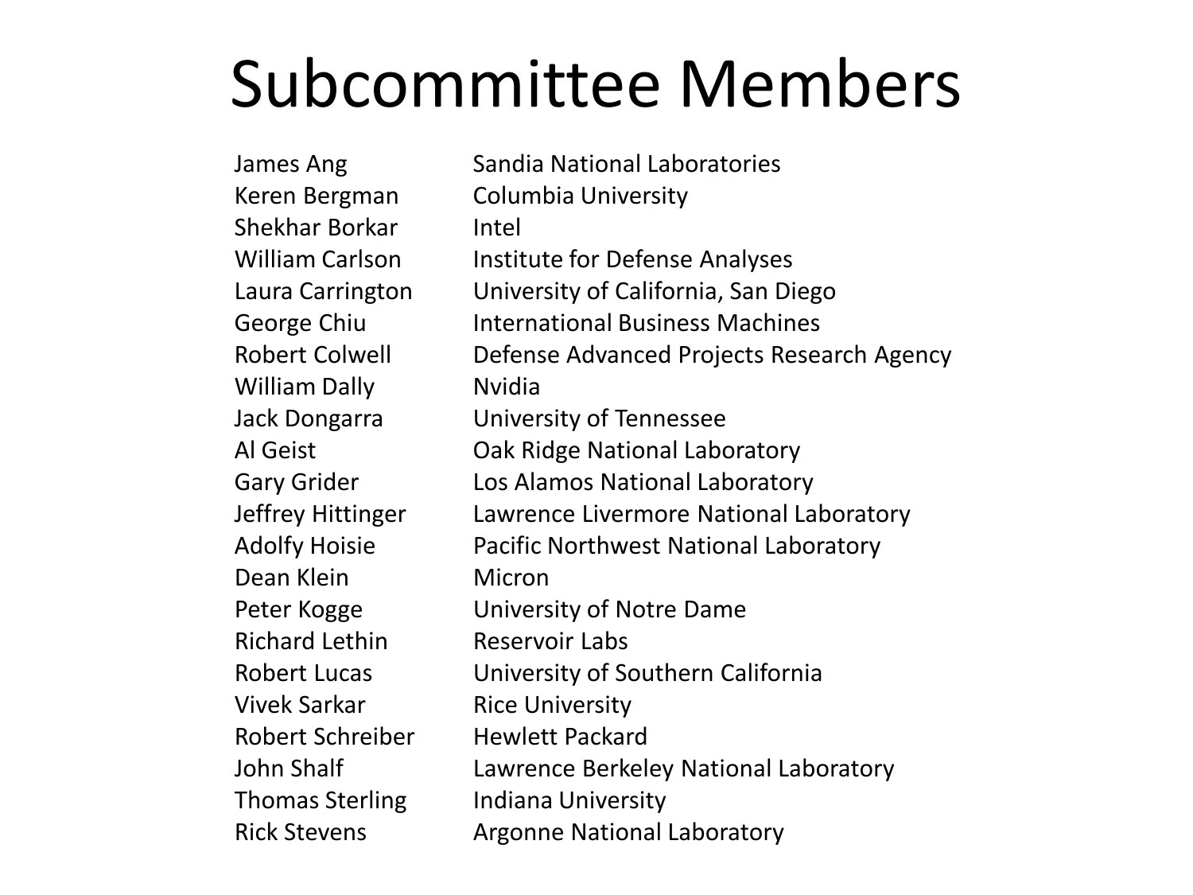# Subcommittee Members

| | |
|---|---|
| James Ang | Sandia National Laboratories |
| Keren Bergman | Columbia University |
| Shekhar Borkar | Intel |
| William Carlson | Institute for Defense Analyses |
| Laura Carrington | University of California, San Diego |
| George Chiu | International Business Machines |
| Robert Colwell | Defense Advanced Projects Research Agency |
| William Dally | Nvidia |
| Jack Dongarra | University of Tennessee |
| Al Geist | Oak Ridge National Laboratory |
| Gary Grider | Los Alamos National Laboratory |
| Jeffrey Hittinger | Lawrence Livermore National Laboratory |
| Adolfy Hoisie | Pacific Northwest National Laboratory |
| Dean Klein | Micron |
| Peter Kogge | University of Notre Dame |
| Richard Lethin | Reservoir Labs |
| Robert Lucas | University of Southern California |
| Vivek Sarkar | Rice University |
| Robert Schreiber | Hewlett Packard |
| John Shalf | Lawrence Berkeley National Laboratory |
| Thomas Sterling | Indiana University |
| Rick Stevens | Argonne National Laboratory |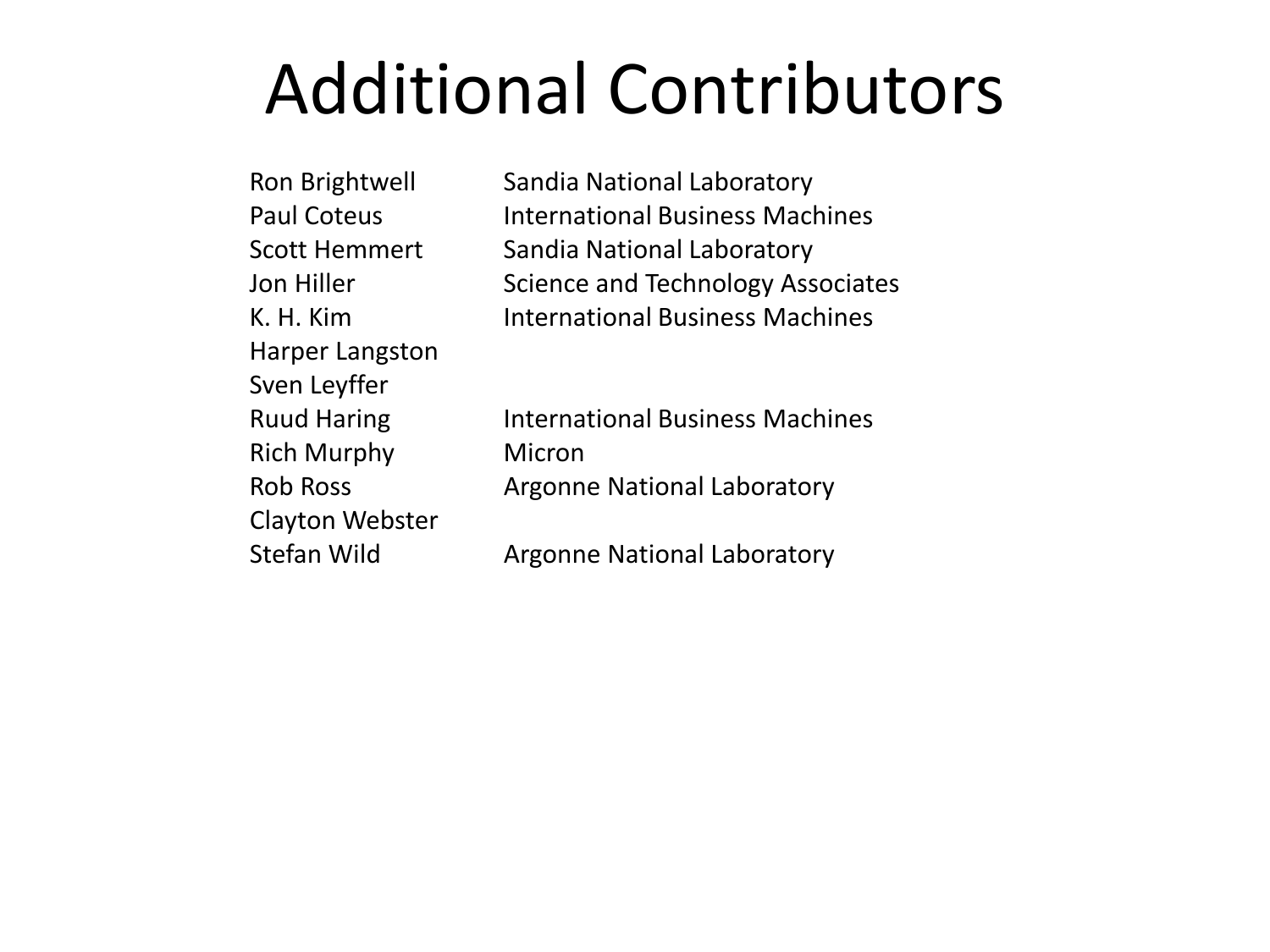# Additional Contributors

| | |
|---|---|
| Ron Brightwell | Sandia National Laboratory |
| Paul Coteus | International Business Machines |
| Scott Hemmert | Sandia National Laboratory |
| Jon Hiller | Science and Technology Associates |
| K. H. Kim | International Business Machines |
| Harper Langston | |
| Sven Leyffer | |
| Ruud Haring | International Business Machines |
| Rich Murphy | Micron |
| Rob Ross | Argonne National Laboratory |
| Clayton Webster | |
| Stefan Wild | Argonne National Laboratory |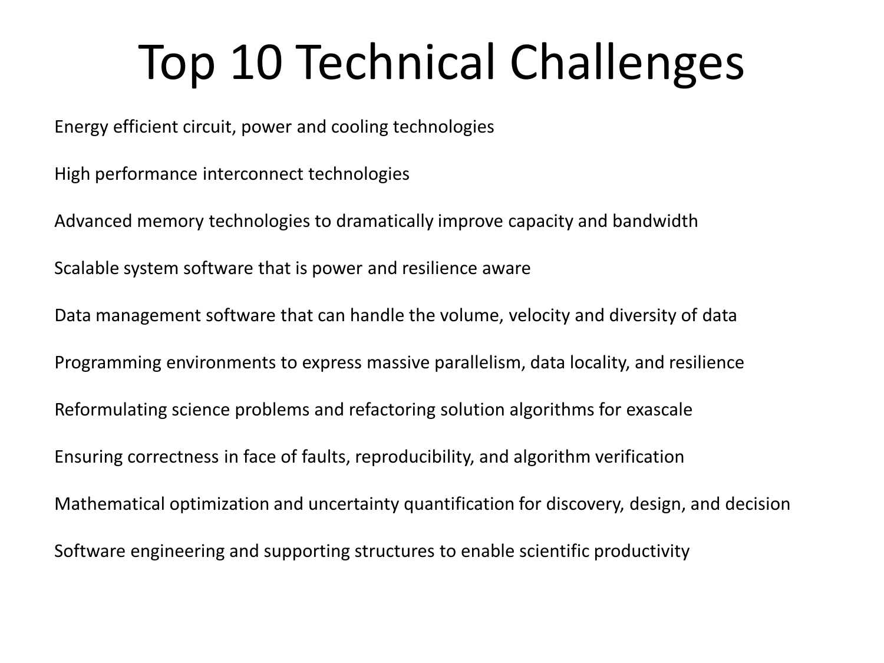# Top 10 Technical Challenges

Energy efficient circuit, power and cooling technologies

High performance interconnect technologies

Advanced memory technologies to dramatically improve capacity and bandwidth

Scalable system software that is power and resilience aware

Data management software that can handle the volume, velocity and diversity of data

Programming environments to express massive parallelism, data locality, and resilience

Reformulating science problems and refactoring solution algorithms for exascale

Ensuring correctness in face of faults, reproducibility, and algorithm verification

Mathematical optimization and uncertainty quantification for discovery, design, and decision

Software engineering and supporting structures to enable scientific productivity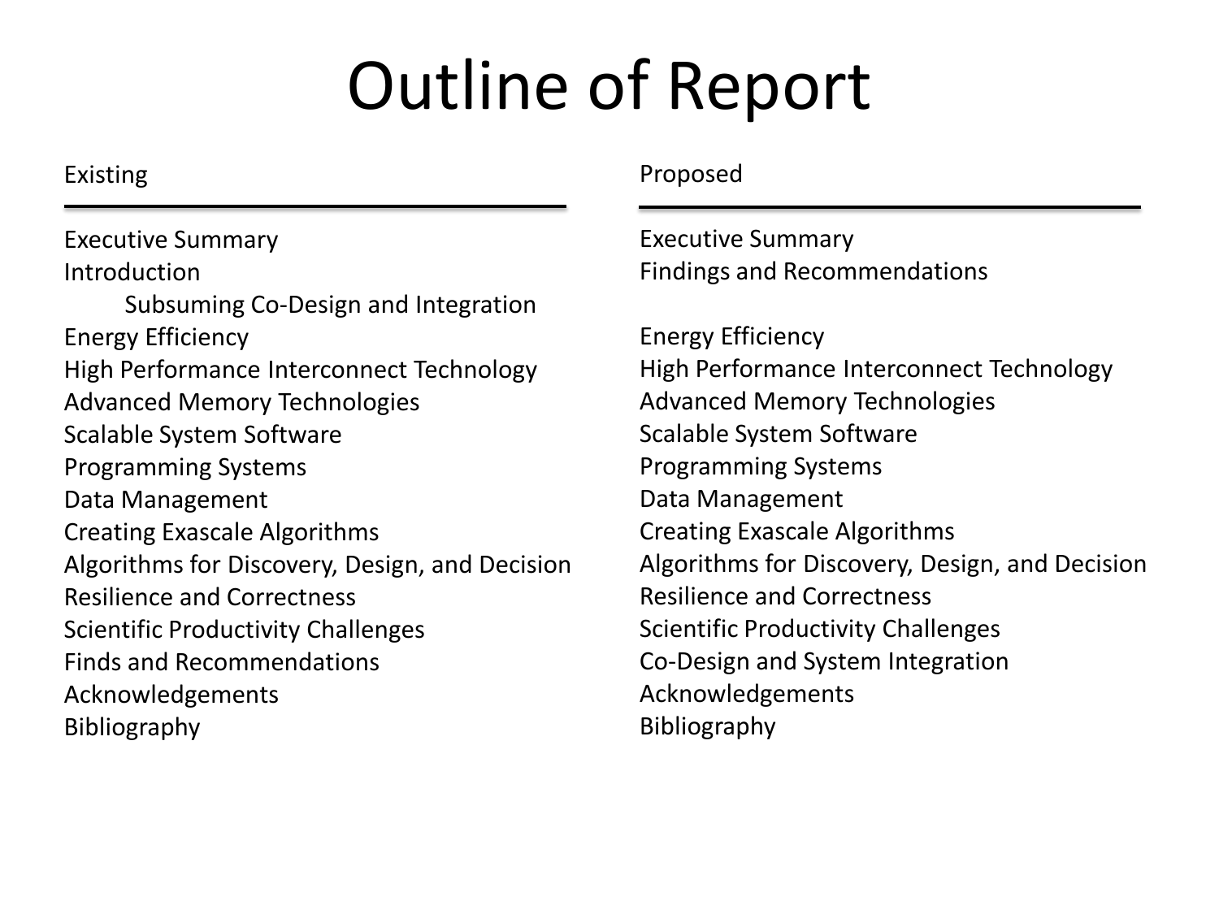# Outline of Report

| Existing | Proposed |
| --- | --- |
| Executive Summary | Executive Summary |
| Introduction | Findings and Recommendations |
| Subsuming Co-Design and Integration | |
| Energy Efficiency | Energy Efficiency |
| High Performance Interconnect Technology | High Performance Interconnect Technology |
| Advanced Memory Technologies | Advanced Memory Technologies |
| Scalable System Software | Scalable System Software |
| Programming Systems | Programming Systems |
| Data Management | Data Management |
| Creating Exascale Algorithms | Creating Exascale Algorithms |
| Algorithms for Discovery, Design, and Decision | Algorithms for Discovery, Design, and Decision |
| Resilience and Correctness | Resilience and Correctness |
| Scientific Productivity Challenges | Scientific Productivity Challenges |
| Finds and Recommendations | Co-Design and System Integration |
| Acknowledgements | Acknowledgements |
| Bibliography | Bibliography |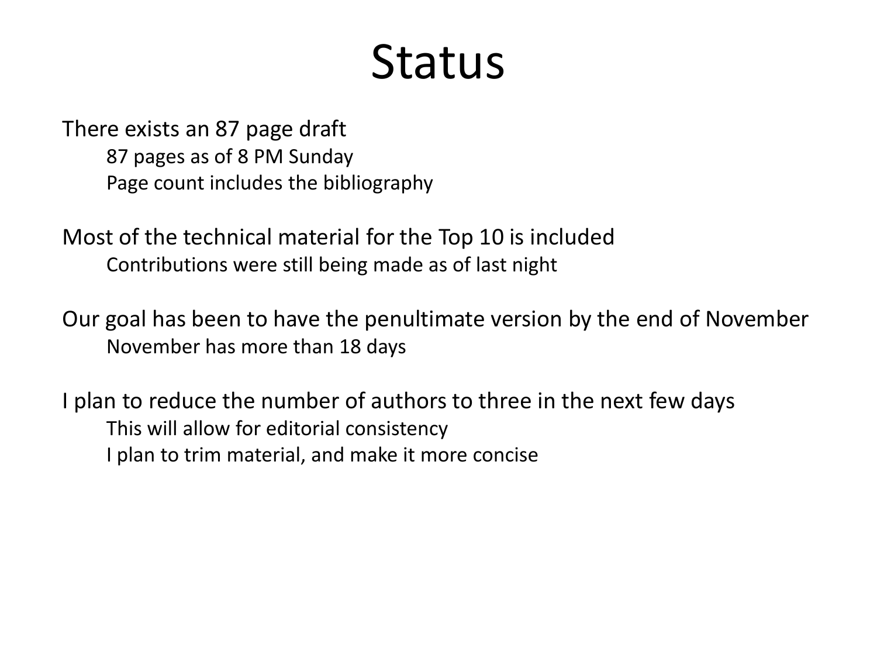# Status

There exists an 87 page draft

- 87 pages as of 8 PM Sunday
- Page count includes the bibliography

Most of the technical material for the Top 10 is included

- Contributions were still being made as of last night

Our goal has been to have the penultimate version by the end of November

- November has more than 18 days

I plan to reduce the number of authors to three in the next few days

- This will allow for editorial consistency
- I plan to trim material, and make it more concise